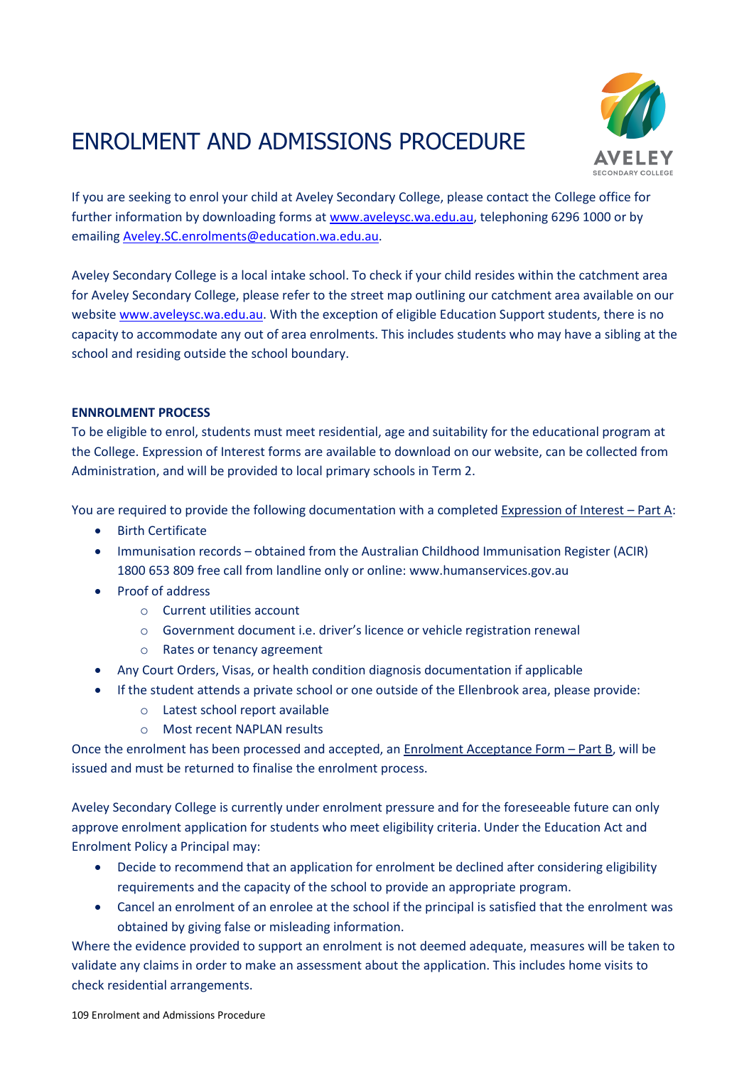# ENROLMENT AND ADMISSIONS PROCEDURE

If you are seeking to enrol your child at Aveley Secondary College, please contact the College office for further information by downloading forms at www.aveleysc.wa.edu.au, telephoning 6296 1000 or by emailing Aveley.SC.enrolments@education.wa.edu.au.

Aveley Secondary College is a local intake school. To check if your child resides within the catchment area for Aveley Secondary College, please refer to the street map outlining our catchment area available on our website www.aveleysc.wa.edu.au. With the exception of eligible Education Support students, there is no capacity to accommodate any out of area enrolments. This includes students who may have a sibling at the school and residing outside the school boundary.

**ENNROLMENT PROCESS**

To be eligible to enrol, students must meet residential, age and suitability for the educational program at the College. Expression of Interest forms are available to download on our website, can be collected from Administration, and will be provided to local primary schools in Term 2.

You are required to provide the following documentation with a completed Expression of Interest – Part A:

- Birth Certificate
- Immunisation records – obtained from the Australian Childhood Immunisation Register (ACIR) 1800 653 809 free call from landline only or online: www.humanservices.gov.au
- Proof of address
  - Current utilities account
  - Government document i.e. driver's licence or vehicle registration renewal
  - Rates or tenancy agreement
- Any Court Orders, Visas, or health condition diagnosis documentation if applicable
- If the student attends a private school or one outside of the Ellenbrook area, please provide:
  - Latest school report available
  - Most recent NAPLAN results

Once the enrolment has been processed and accepted, an Enrolment Acceptance Form – Part B, will be issued and must be returned to finalise the enrolment process.

Aveley Secondary College is currently under enrolment pressure and for the foreseeable future can only approve enrolment application for students who meet eligibility criteria. Under the Education Act and Enrolment Policy a Principal may:

- Decide to recommend that an application for enrolment be declined after considering eligibility requirements and the capacity of the school to provide an appropriate program.
- Cancel an enrolment of an enrolee at the school if the principal is satisfied that the enrolment was obtained by giving false or misleading information.

Where the evidence provided to support an enrolment is not deemed adequate, measures will be taken to validate any claims in order to make an assessment about the application. This includes home visits to check residential arrangements.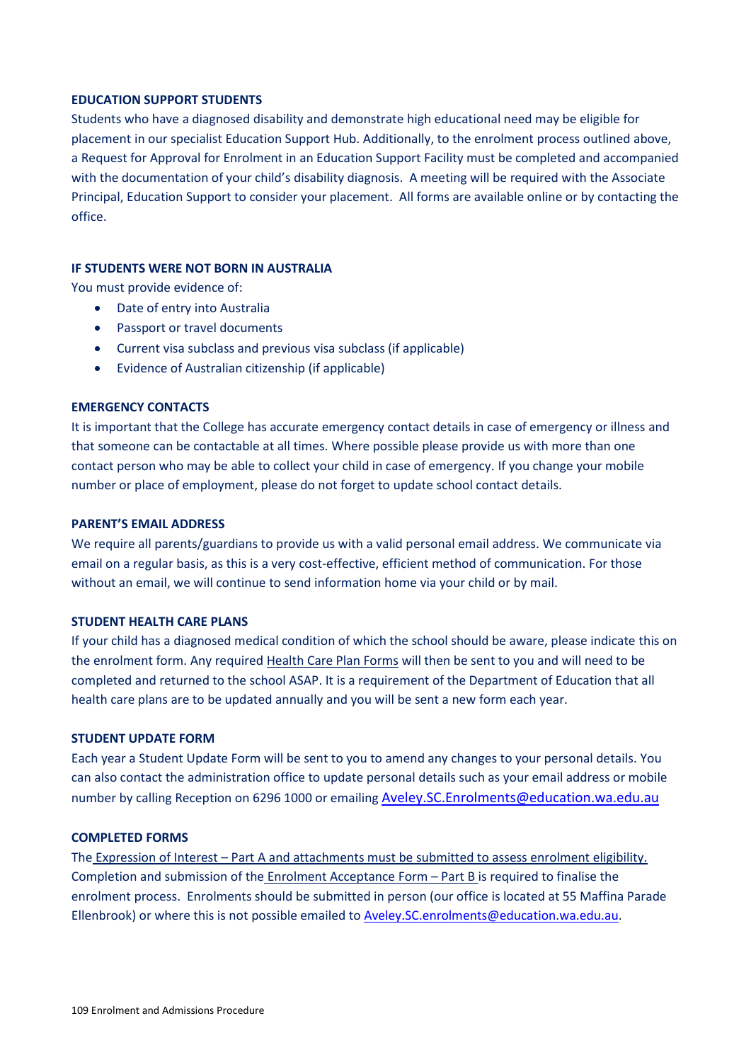## EDUCATION SUPPORT STUDENTS

Students who have a diagnosed disability and demonstrate high educational need may be eligible for placement in our specialist Education Support Hub. Additionally, to the enrolment process outlined above, a Request for Approval for Enrolment in an Education Support Facility must be completed and accompanied with the documentation of your child's disability diagnosis. A meeting will be required with the Associate Principal, Education Support to consider your placement. All forms are available online or by contacting the office.

## IF STUDENTS WERE NOT BORN IN AUSTRALIA

You must provide evidence of:

- Date of entry into Australia
- Passport or travel documents
- Current visa subclass and previous visa subclass (if applicable)
- Evidence of Australian citizenship (if applicable)

## EMERGENCY CONTACTS

It is important that the College has accurate emergency contact details in case of emergency or illness and that someone can be contactable at all times. Where possible please provide us with more than one contact person who may be able to collect your child in case of emergency. If you change your mobile number or place of employment, please do not forget to update school contact details.

## PARENT'S EMAIL ADDRESS

We require all parents/guardians to provide us with a valid personal email address. We communicate via email on a regular basis, as this is a very cost-effective, efficient method of communication. For those without an email, we will continue to send information home via your child or by mail.

## STUDENT HEALTH CARE PLANS

If your child has a diagnosed medical condition of which the school should be aware, please indicate this on the enrolment form. Any required Health Care Plan Forms will then be sent to you and will need to be completed and returned to the school ASAP. It is a requirement of the Department of Education that all health care plans are to be updated annually and you will be sent a new form each year.

## STUDENT UPDATE FORM

Each year a Student Update Form will be sent to you to amend any changes to your personal details. You can also contact the administration office to update personal details such as your email address or mobile number by calling Reception on 6296 1000 or emailing Aveley.SC.Enrolments@education.wa.edu.au

## COMPLETED FORMS

The Expression of Interest – Part A and attachments must be submitted to assess enrolment eligibility. Completion and submission of the Enrolment Acceptance Form – Part B is required to finalise the enrolment process. Enrolments should be submitted in person (our office is located at 55 Maffina Parade Ellenbrook) or where this is not possible emailed to Aveley.SC.enrolments@education.wa.edu.au.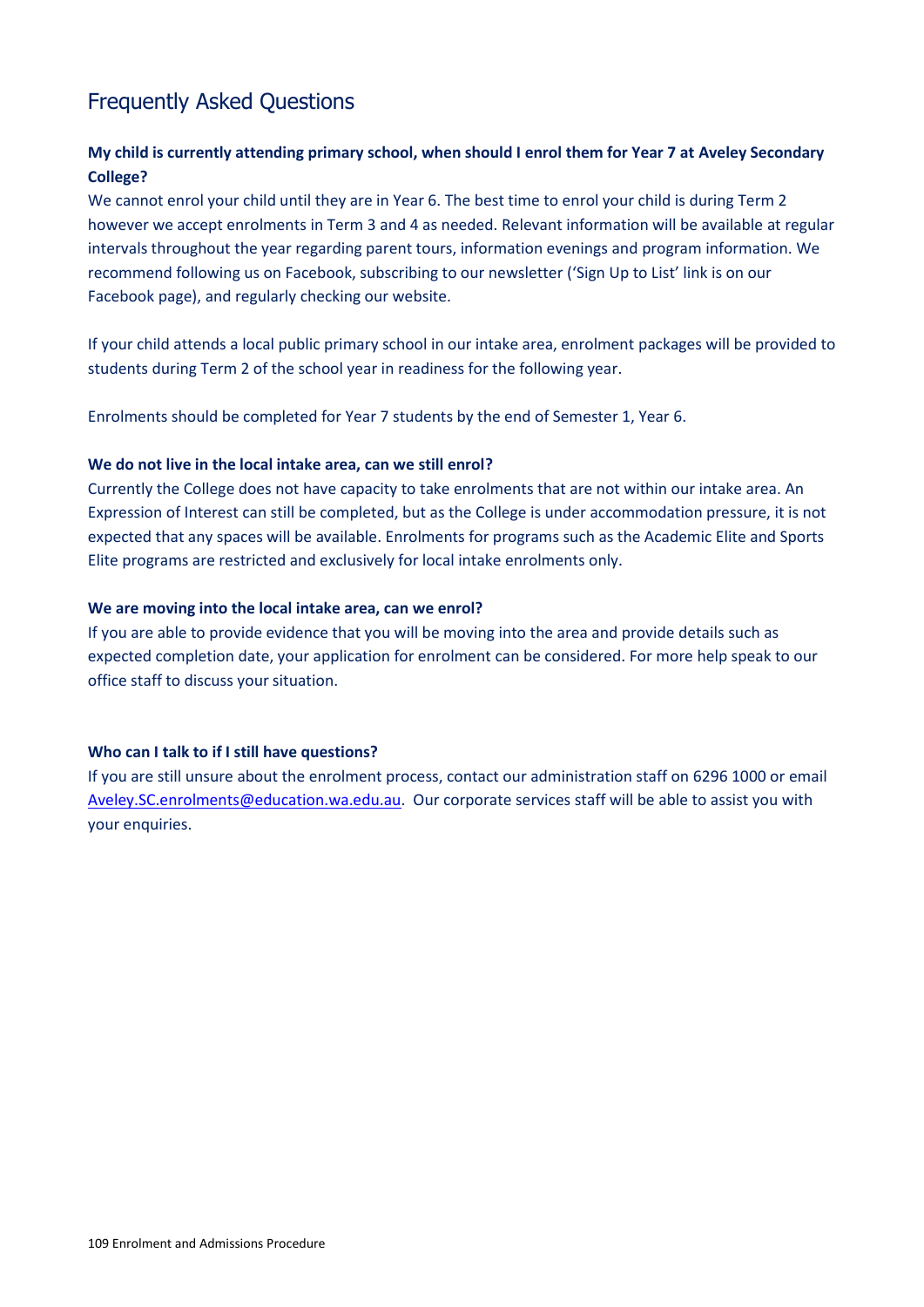## Frequently Asked Questions

**My child is currently attending primary school, when should I enrol them for Year 7 at Aveley Secondary College?**

We cannot enrol your child until they are in Year 6. The best time to enrol your child is during Term 2 however we accept enrolments in Term 3 and 4 as needed. Relevant information will be available at regular intervals throughout the year regarding parent tours, information evenings and program information. We recommend following us on Facebook, subscribing to our newsletter ('Sign Up to List' link is on our Facebook page), and regularly checking our website.

If your child attends a local public primary school in our intake area, enrolment packages will be provided to students during Term 2 of the school year in readiness for the following year.

Enrolments should be completed for Year 7 students by the end of Semester 1, Year 6.

**We do not live in the local intake area, can we still enrol?**

Currently the College does not have capacity to take enrolments that are not within our intake area. An Expression of Interest can still be completed, but as the College is under accommodation pressure, it is not expected that any spaces will be available. Enrolments for programs such as the Academic Elite and Sports Elite programs are restricted and exclusively for local intake enrolments only.

**We are moving into the local intake area, can we enrol?**

If you are able to provide evidence that you will be moving into the area and provide details such as expected completion date, your application for enrolment can be considered. For more help speak to our office staff to discuss your situation.

**Who can I talk to if I still have questions?**

If you are still unsure about the enrolment process, contact our administration staff on 6296 1000 or email Aveley.SC.enrolments@education.wa.edu.au. Our corporate services staff will be able to assist you with your enquiries.